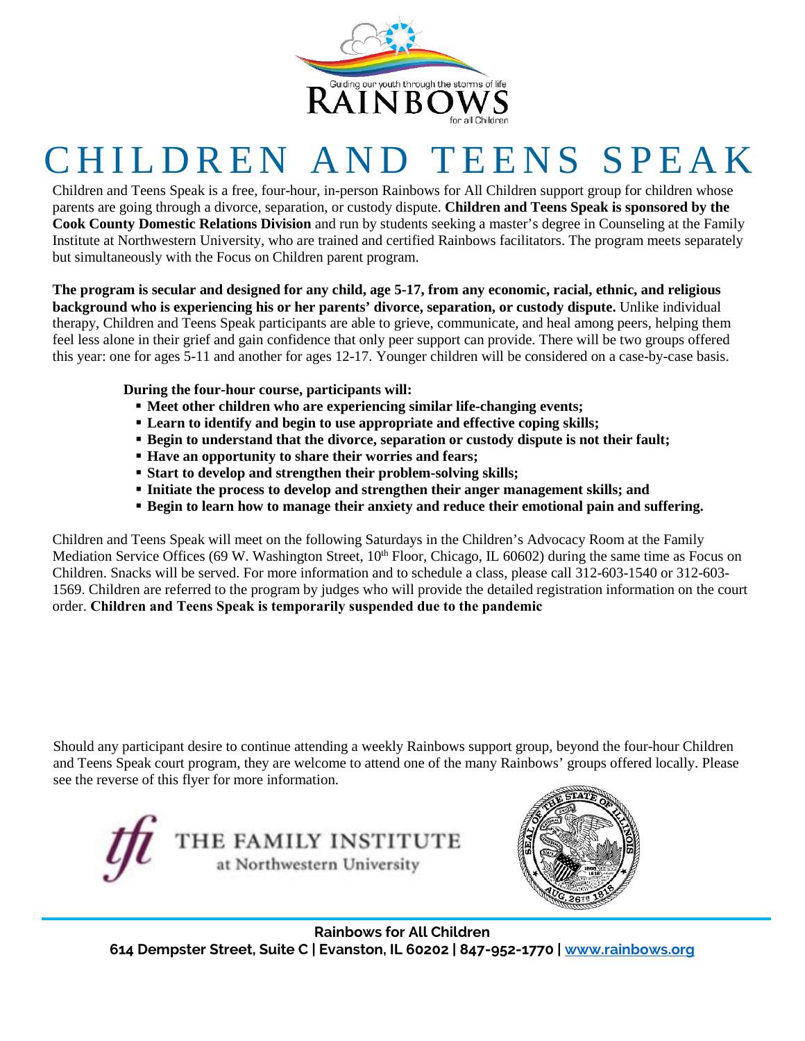Guiding our youth through the storms of life

RAINBOWS

for all Children

# CHILDREN AND TEENS SPEAK

Children and Teens Speak is a free, four-hour, in-person Rainbows for All Children support group for children whose parents are going through a divorce, separation, or custody dispute. **Children and Teens Speak is sponsored by the Cook County Domestic Relations Division** and run by students seeking a master's degree in Counseling at the Family Institute at Northwestern University, who are trained and certified Rainbows facilitators. The program meets separately but simultaneously with the Focus on Children parent program.

**The program is secular and designed for any child, age 5-17, from any economic, racial, ethnic, and religious background who is experiencing his or her parents' divorce, separation, or custody dispute.** Unlike individual therapy, Children and Teens Speak participants are able to grieve, communicate, and heal among peers, helping them feel less alone in their grief and gain confidence that only peer support can provide. There will be two groups offered this year: one for ages 5-11 and another for ages 12-17. Younger children will be considered on a case-by-case basis.

**During the four-hour course, participants will:**

- **Meet other children who are experiencing similar life-changing events;**
- **Learn to identify and begin to use appropriate and effective coping skills;**
- **Begin to understand that the divorce, separation or custody dispute is not their fault;**
- **Have an opportunity to share their worries and fears;**
- **Start to develop and strengthen their problem-solving skills;**
- **Initiate the process to develop and strengthen their anger management skills; and**
- **Begin to learn how to manage their anxiety and reduce their emotional pain and suffering.**

Children and Teens Speak will meet on the following Saturdays in the Children's Advocacy Room at the Family Mediation Service Offices (69 W. Washington Street, 10th Floor, Chicago, IL 60602) during the same time as Focus on Children. Snacks will be served. For more information and to schedule a class, please call 312-603-1540 or 312-603-1569. Children are referred to the program by judges who will provide the detailed registration information on the court order. **Children and Teens Speak is temporarily suspended due to the pandemic**

Should any participant desire to continue attending a weekly Rainbows support group, beyond the four-hour Children and Teens Speak court program, they are welcome to attend one of the many Rainbows' groups offered locally. Please see the reverse of this flyer for more information.

THE FAMILY INSTITUTE at Northwestern University

**Rainbows for All Children**
**614 Dempster Street, Suite C | Evanston, IL 60202 | 847-952-1770 | [www.rainbows.org](http://www.rainbows.org)**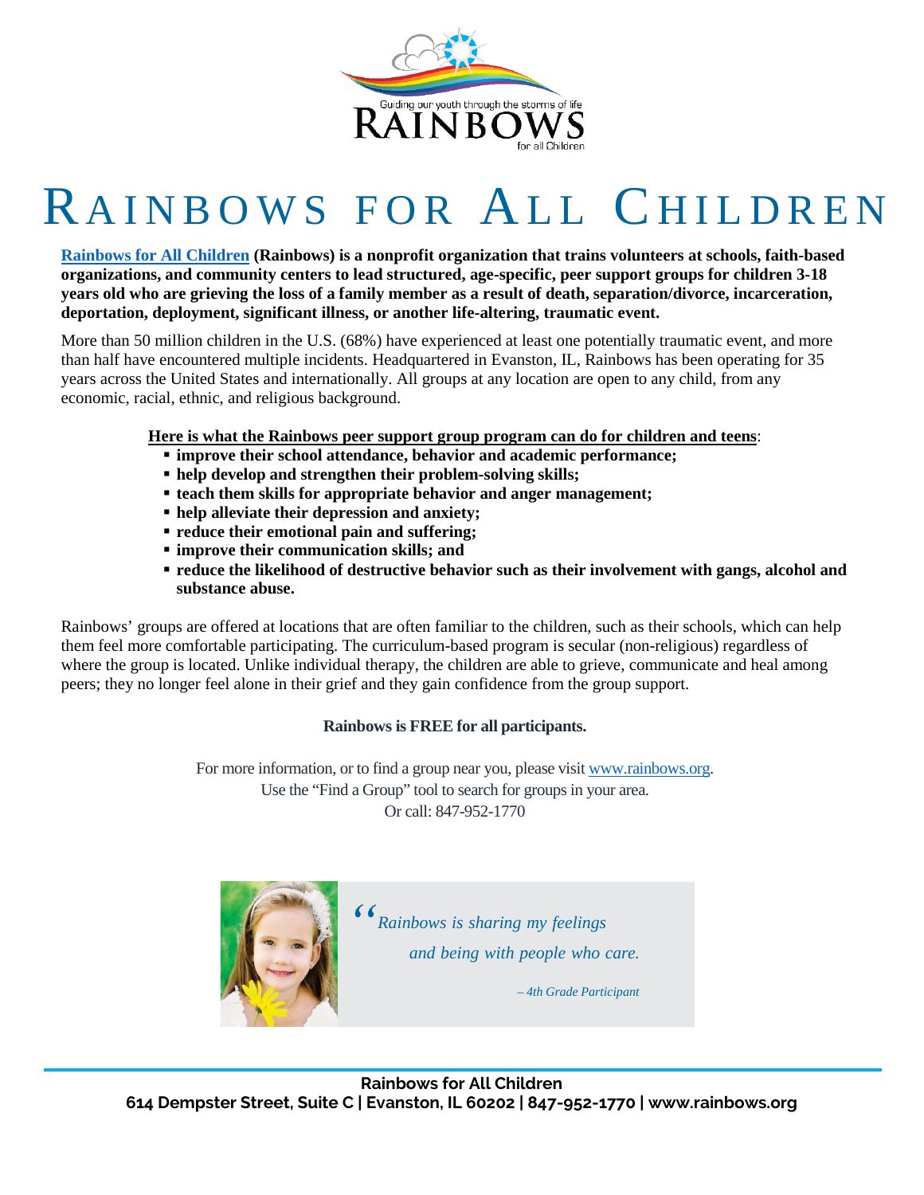Guiding our youth through the storms of life

RAINBOWS

for all Children

# RAINBOWS FOR ALL CHILDREN

**Rainbows for All Children (Rainbows) is a nonprofit organization that trains volunteers at schools, faith-based organizations, and community centers to lead structured, age-specific, peer support groups for children 3-18 years old who are grieving the loss of a family member as a result of death, separation/divorce, incarceration, deportation, deployment, significant illness, or another life-altering, traumatic event.**

More than 50 million children in the U.S. (68%) have experienced at least one potentially traumatic event, and more than half have encountered multiple incidents. Headquartered in Evanston, IL, Rainbows has been operating for 35 years across the United States and internationally. All groups at any location are open to any child, from any economic, racial, ethnic, and religious background.

**Here is what the Rainbows peer support group program can do for children and teens**:

- **improve their school attendance, behavior and academic performance;**
- **help develop and strengthen their problem-solving skills;**
- **teach them skills for appropriate behavior and anger management;**
- **help alleviate their depression and anxiety;**
- **reduce their emotional pain and suffering;**
- **improve their communication skills; and**
- **reduce the likelihood of destructive behavior such as their involvement with gangs, alcohol and substance abuse.**

Rainbows' groups are offered at locations that are often familiar to the children, such as their schools, which can help them feel more comfortable participating. The curriculum-based program is secular (non-religious) regardless of where the group is located. Unlike individual therapy, the children are able to grieve, communicate and heal among peers; they no longer feel alone in their grief and they gain confidence from the group support.

**Rainbows is FREE for all participants.**

For more information, or to find a group near you, please visit www.rainbows.org.
Use the "Find a Group" tool to search for groups in your area.
Or call: 847-952-1770

*"Rainbows is sharing my feelings and being with people who care.*

*– 4th Grade Participant*

**Rainbows for All Children**
**614 Dempster Street, Suite C | Evanston, IL 60202 | 847-952-1770 | www.rainbows.org**